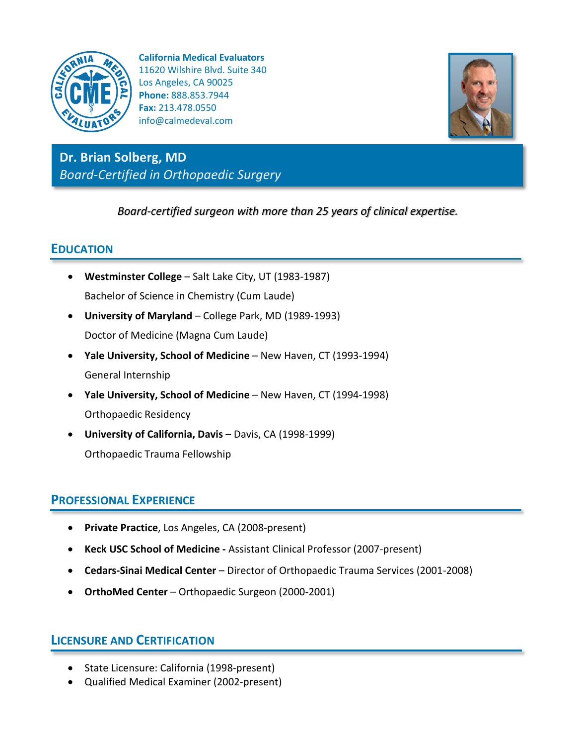**California Medical Evaluators**
11620 Wilshire Blvd. Suite 340
Los Angeles, CA 90025
**Phone:** 888.853.7944
**Fax:** 213.478.0550
info@calmedeval.com

# Dr. Brian Solberg, MD
*Board-Certified in Orthopaedic Surgery*

*Board-certified surgeon with more than 25 years of clinical expertise.*

## Education

- **Westminster College** – Salt Lake City, UT (1983-1987)
  Bachelor of Science in Chemistry (Cum Laude)
- **University of Maryland** – College Park, MD (1989-1993)
  Doctor of Medicine (Magna Cum Laude)
- **Yale University, School of Medicine** – New Haven, CT (1993-1994)
  General Internship
- **Yale University, School of Medicine** – New Haven, CT (1994-1998)
  Orthopaedic Residency
- **University of California, Davis** – Davis, CA (1998-1999)
  Orthopaedic Trauma Fellowship

## Professional Experience

- **Private Practice**, Los Angeles, CA (2008-present)
- **Keck USC School of Medicine -** Assistant Clinical Professor (2007-present)
- **Cedars-Sinai Medical Center** – Director of Orthopaedic Trauma Services (2001-2008)
- **OrthoMed Center** – Orthopaedic Surgeon (2000-2001)

## Licensure and Certification

- State Licensure: California (1998-present)
- Qualified Medical Examiner (2002-present)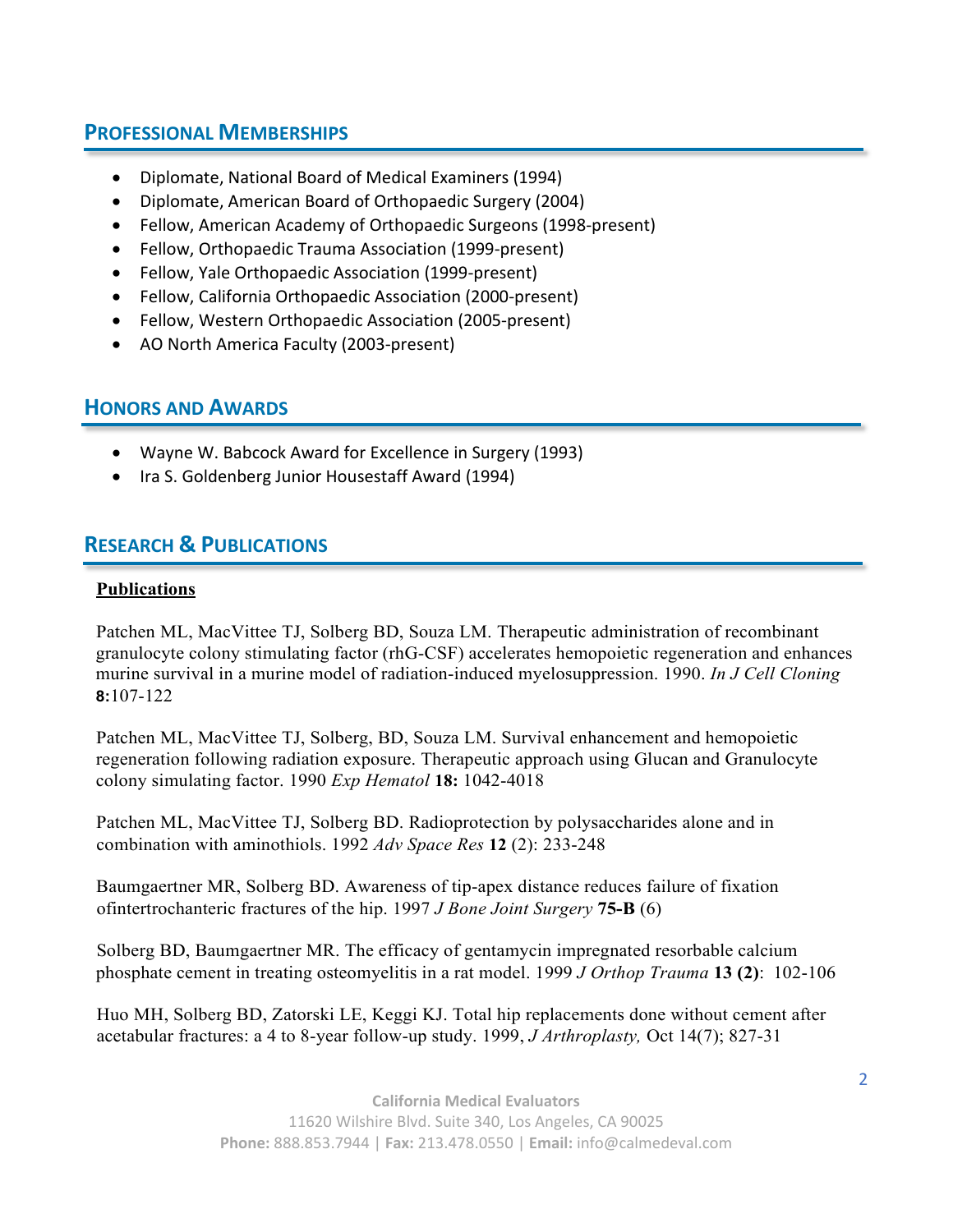## Professional Memberships

- Diplomate, National Board of Medical Examiners (1994)
- Diplomate, American Board of Orthopaedic Surgery (2004)
- Fellow, American Academy of Orthopaedic Surgeons (1998-present)
- Fellow, Orthopaedic Trauma Association (1999-present)
- Fellow, Yale Orthopaedic Association (1999-present)
- Fellow, California Orthopaedic Association (2000-present)
- Fellow, Western Orthopaedic Association (2005-present)
- AO North America Faculty (2003-present)

## Honors and Awards

- Wayne W. Babcock Award for Excellence in Surgery (1993)
- Ira S. Goldenberg Junior Housestaff Award (1994)

## Research & Publications

**Publications**

Patchen ML, MacVittee TJ, Solberg BD, Souza LM. Therapeutic administration of recombinant granulocyte colony stimulating factor (rhG-CSF) accelerates hemopoietic regeneration and enhances murine survival in a murine model of radiation-induced myelosuppression. 1990. *In J Cell Cloning* **8:**107-122

Patchen ML, MacVittee TJ, Solberg, BD, Souza LM. Survival enhancement and hemopoietic regeneration following radiation exposure. Therapeutic approach using Glucan and Granulocyte colony simulating factor. 1990 *Exp Hematol* **18:** 1042-4018

Patchen ML, MacVittee TJ, Solberg BD. Radioprotection by polysaccharides alone and in combination with aminothiols. 1992 *Adv Space Res* **12** (2): 233-248

Baumgaertner MR, Solberg BD. Awareness of tip-apex distance reduces failure of fixation ofintertrochanteric fractures of the hip. 1997 *J Bone Joint Surgery* **75-B** (6)

Solberg BD, Baumgaertner MR. The efficacy of gentamycin impregnated resorbable calcium phosphate cement in treating osteomyelitis in a rat model. 1999 *J Orthop Trauma* **13 (2)**: 102-106

Huo MH, Solberg BD, Zatorski LE, Keggi KJ. Total hip replacements done without cement after acetabular fractures: a 4 to 8-year follow-up study. 1999, *J Arthroplasty,* Oct 14(7); 827-31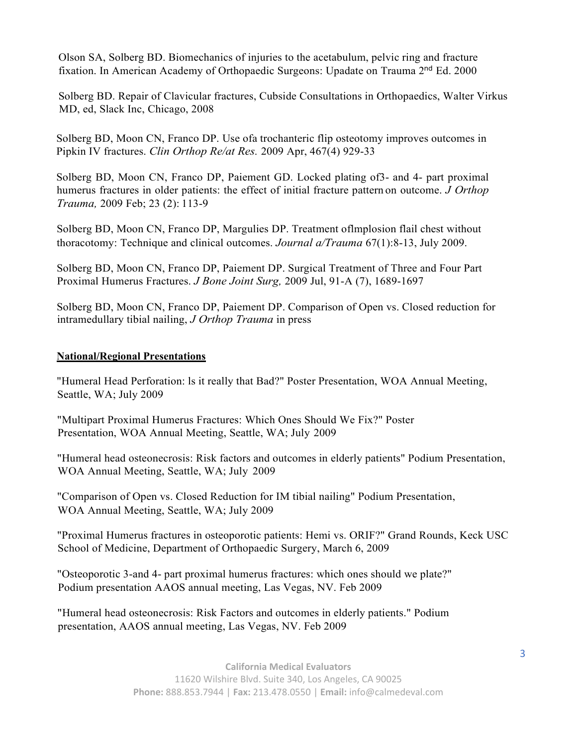Olson SA, Solberg BD. Biomechanics of injuries to the acetabulum, pelvic ring and fracture fixation. In American Academy of Orthopaedic Surgeons: Upadate on Trauma 2nd Ed. 2000

Solberg BD. Repair of Clavicular fractures, Cubside Consultations in Orthopaedics, Walter Virkus MD, ed, Slack Inc, Chicago, 2008

Solberg BD, Moon CN, Franco DP. Use ofa trochanteric flip osteotomy improves outcomes in Pipkin IV fractures. *Clin Orthop Re/at Res.* 2009 Apr, 467(4) 929-33

Solberg BD, Moon CN, Franco DP, Paiement GD. Locked plating of3- and 4- part proximal humerus fractures in older patients: the effect of initial fracture pattern on outcome. *J Orthop Trauma,* 2009 Feb; 23 (2): 113-9

Solberg BD, Moon CN, Franco DP, Margulies DP. Treatment oflmplosion flail chest without thoracotomy: Technique and clinical outcomes. *Journal a/Trauma* 67(1):8-13, July 2009.

Solberg BD, Moon CN, Franco DP, Paiement DP. Surgical Treatment of Three and Four Part Proximal Humerus Fractures. *J Bone Joint Surg,* 2009 Jul, 91-A (7), 1689-1697

Solberg BD, Moon CN, Franco DP, Paiement DP. Comparison of Open vs. Closed reduction for intramedullary tibial nailing, *J Orthop Trauma* in press

## National/Regional Presentations

"Humeral Head Perforation: ls it really that Bad?" Poster Presentation, WOA Annual Meeting, Seattle, WA; July 2009

"Multipart Proximal Humerus Fractures: Which Ones Should We Fix?" Poster Presentation, WOA Annual Meeting, Seattle, WA; July 2009

"Humeral head osteonecrosis: Risk factors and outcomes in elderly patients" Podium Presentation, WOA Annual Meeting, Seattle, WA; July 2009

"Comparison of Open vs. Closed Reduction for IM tibial nailing" Podium Presentation, WOA Annual Meeting, Seattle, WA; July 2009

"Proximal Humerus fractures in osteoporotic patients: Hemi vs. ORIF?" Grand Rounds, Keck USC School of Medicine, Department of Orthopaedic Surgery, March 6, 2009

"Osteoporotic 3-and 4- part proximal humerus fractures: which ones should we plate?" Podium presentation AAOS annual meeting, Las Vegas, NV. Feb 2009

"Humeral head osteonecrosis: Risk Factors and outcomes in elderly patients." Podium presentation, AAOS annual meeting, Las Vegas, NV. Feb 2009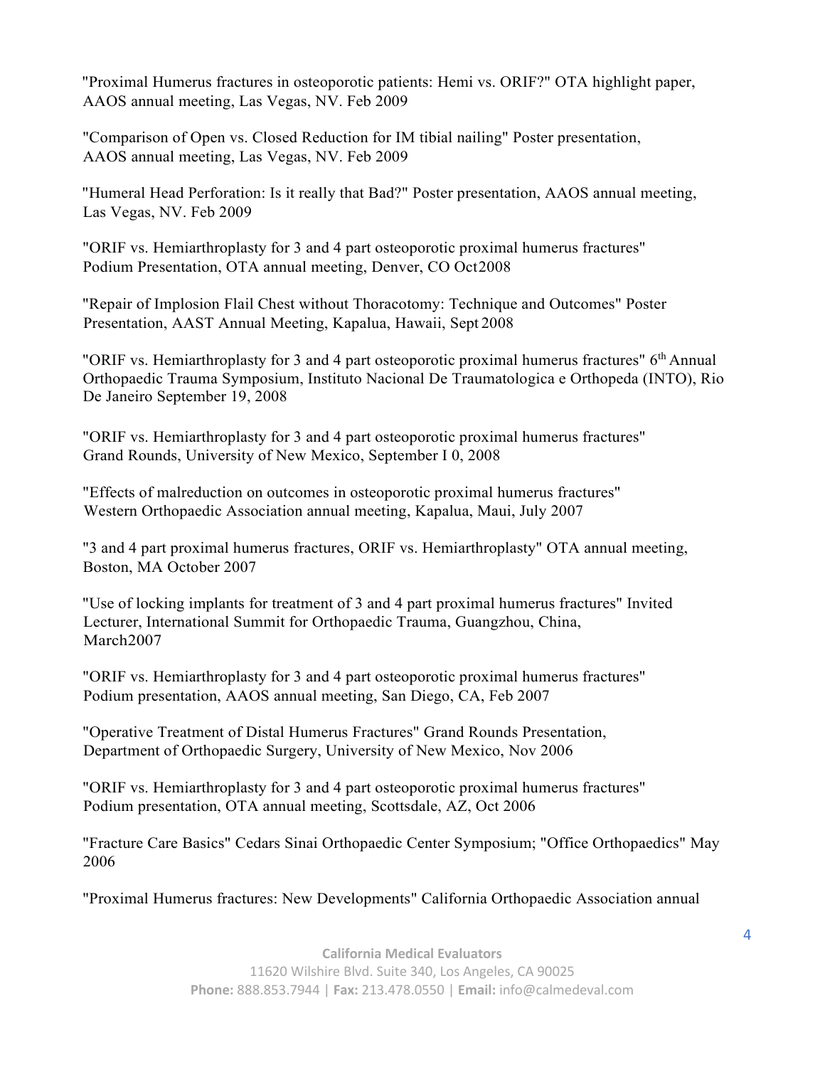"Proximal Humerus fractures in osteoporotic patients: Hemi vs. ORIF?" OTA highlight paper, AAOS annual meeting, Las Vegas, NV. Feb 2009

"Comparison of Open vs. Closed Reduction for IM tibial nailing" Poster presentation, AAOS annual meeting, Las Vegas, NV. Feb 2009

"Humeral Head Perforation: Is it really that Bad?" Poster presentation, AAOS annual meeting, Las Vegas, NV. Feb 2009

"ORIF vs. Hemiarthroplasty for 3 and 4 part osteoporotic proximal humerus fractures" Podium Presentation, OTA annual meeting, Denver, CO Oct2008

"Repair of Implosion Flail Chest without Thoracotomy: Technique and Outcomes" Poster Presentation, AAST Annual Meeting, Kapalua, Hawaii, Sept 2008

"ORIF vs. Hemiarthroplasty for 3 and 4 part osteoporotic proximal humerus fractures" 6th Annual Orthopaedic Trauma Symposium, Instituto Nacional De Traumatologica e Orthopeda (INTO), Rio De Janeiro September 19, 2008

"ORIF vs. Hemiarthroplasty for 3 and 4 part osteoporotic proximal humerus fractures" Grand Rounds, University of New Mexico, September I 0, 2008

"Effects of malreduction on outcomes in osteoporotic proximal humerus fractures" Western Orthopaedic Association annual meeting, Kapalua, Maui, July 2007

"3 and 4 part proximal humerus fractures, ORIF vs. Hemiarthroplasty" OTA annual meeting, Boston, MA October 2007

"Use of locking implants for treatment of 3 and 4 part proximal humerus fractures" Invited Lecturer, International Summit for Orthopaedic Trauma, Guangzhou, China, March2007

"ORIF vs. Hemiarthroplasty for 3 and 4 part osteoporotic proximal humerus fractures" Podium presentation, AAOS annual meeting, San Diego, CA, Feb 2007

"Operative Treatment of Distal Humerus Fractures" Grand Rounds Presentation, Department of Orthopaedic Surgery, University of New Mexico, Nov 2006

"ORIF vs. Hemiarthroplasty for 3 and 4 part osteoporotic proximal humerus fractures" Podium presentation, OTA annual meeting, Scottsdale, AZ, Oct 2006

"Fracture Care Basics" Cedars Sinai Orthopaedic Center Symposium; "Office Orthopaedics" May 2006

"Proximal Humerus fractures: New Developments" California Orthopaedic Association annual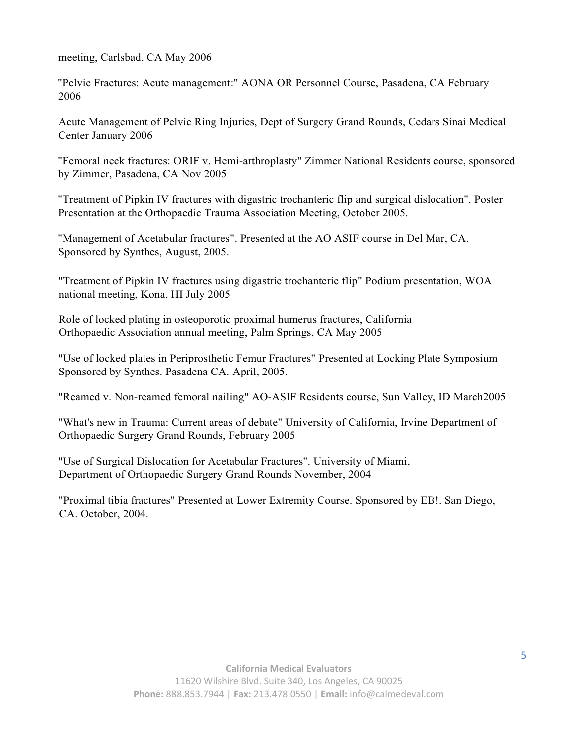meeting, Carlsbad, CA May 2006

"Pelvic Fractures: Acute management:" AONA OR Personnel Course, Pasadena, CA February 2006

Acute Management of Pelvic Ring Injuries, Dept of Surgery Grand Rounds, Cedars Sinai Medical Center January 2006

"Femoral neck fractures: ORIF v. Hemi-arthroplasty" Zimmer National Residents course, sponsored by Zimmer, Pasadena, CA Nov 2005

"Treatment of Pipkin IV fractures with digastric trochanteric flip and surgical dislocation". Poster Presentation at the Orthopaedic Trauma Association Meeting, October 2005.

"Management of Acetabular fractures". Presented at the AO ASIF course in Del Mar, CA. Sponsored by Synthes, August, 2005.

"Treatment of Pipkin IV fractures using digastric trochanteric flip" Podium presentation, WOA national meeting, Kona, HI July 2005

Role of locked plating in osteoporotic proximal humerus fractures, California Orthopaedic Association annual meeting, Palm Springs, CA May 2005

"Use of locked plates in Periprosthetic Femur Fractures" Presented at Locking Plate Symposium Sponsored by Synthes. Pasadena CA. April, 2005.

"Reamed v. Non-reamed femoral nailing" AO-ASIF Residents course, Sun Valley, ID March2005

"What's new in Trauma: Current areas of debate" University of California, Irvine Department of Orthopaedic Surgery Grand Rounds, February 2005

"Use of Surgical Dislocation for Acetabular Fractures". University of Miami, Department of Orthopaedic Surgery Grand Rounds November, 2004

"Proximal tibia fractures" Presented at Lower Extremity Course. Sponsored by EB!. San Diego, CA. October, 2004.